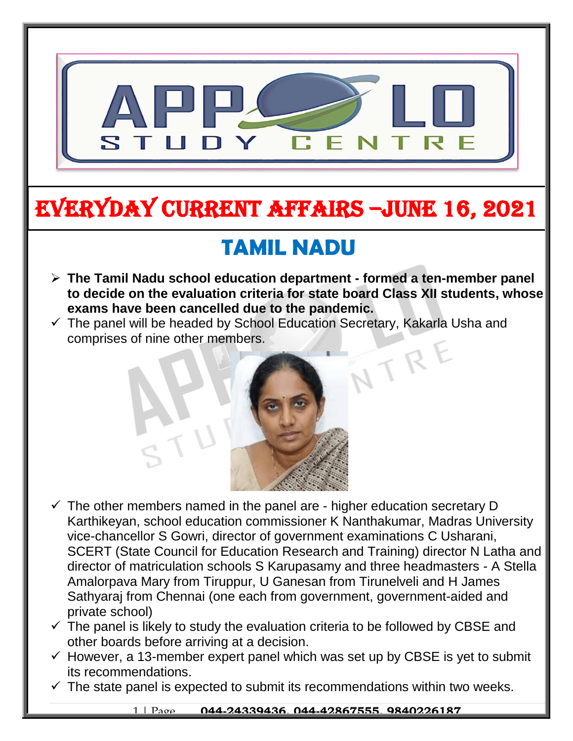# EVERYDAY CURRENT AFFAIRS –JUNE 16, 2021

## TAMIL NADU

- **The Tamil Nadu school education department - formed a ten-member panel to decide on the evaluation criteria for state board Class XII students, whose exams have been cancelled due to the pandemic.**
- ✓ The panel will be headed by School Education Secretary, Kakarla Usha and comprises of nine other members.
- ✓ The other members named in the panel are - higher education secretary D Karthikeyan, school education commissioner K Nanthakumar, Madras University vice-chancellor S Gowri, director of government examinations C Usharani, SCERT (State Council for Education Research and Training) director N Latha and director of matriculation schools S Karupasamy and three headmasters - A Stella Amalorpava Mary from Tiruppur, U Ganesan from Tirunelveli and H James Sathyaraj from Chennai (one each from government, government-aided and private school)
- ✓ The panel is likely to study the evaluation criteria to be followed by CBSE and other boards before arriving at a decision.
- ✓ However, a 13-member expert panel which was set up by CBSE is yet to submit its recommendations.
- ✓ The state panel is expected to submit its recommendations within two weeks.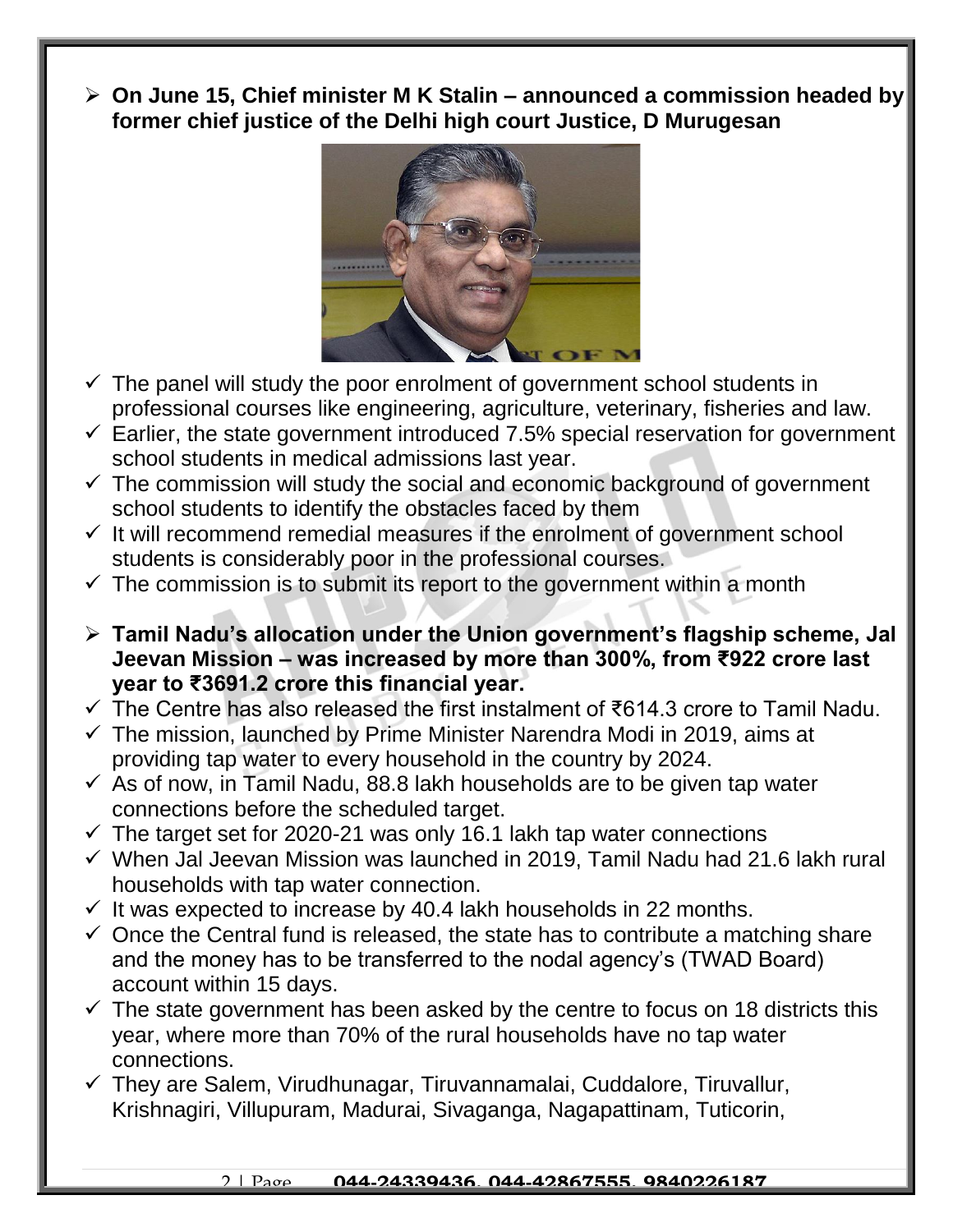- **On June 15, Chief minister M K Stalin – announced a commission headed by former chief justice of the Delhi high court Justice, D Murugesan**

- ✓ The panel will study the poor enrolment of government school students in professional courses like engineering, agriculture, veterinary, fisheries and law.
- ✓ Earlier, the state government introduced 7.5% special reservation for government school students in medical admissions last year.
- ✓ The commission will study the social and economic background of government school students to identify the obstacles faced by them
- ✓ It will recommend remedial measures if the enrolment of government school students is considerably poor in the professional courses.
- ✓ The commission is to submit its report to the government within a month

- **Tamil Nadu's allocation under the Union government's flagship scheme, Jal Jeevan Mission – was increased by more than 300%, from ₹922 crore last year to ₹3691.2 crore this financial year.**

- ✓ The Centre has also released the first instalment of ₹614.3 crore to Tamil Nadu.
- ✓ The mission, launched by Prime Minister Narendra Modi in 2019, aims at providing tap water to every household in the country by 2024.
- ✓ As of now, in Tamil Nadu, 88.8 lakh households are to be given tap water connections before the scheduled target.
- ✓ The target set for 2020-21 was only 16.1 lakh tap water connections
- ✓ When Jal Jeevan Mission was launched in 2019, Tamil Nadu had 21.6 lakh rural households with tap water connection.
- ✓ It was expected to increase by 40.4 lakh households in 22 months.
- ✓ Once the Central fund is released, the state has to contribute a matching share and the money has to be transferred to the nodal agency's (TWAD Board) account within 15 days.
- ✓ The state government has been asked by the centre to focus on 18 districts this year, where more than 70% of the rural households have no tap water connections.
- ✓ They are Salem, Virudhunagar, Tiruvannamalai, Cuddalore, Tiruvallur, Krishnagiri, Villupuram, Madurai, Sivaganga, Nagapattinam, Tuticorin,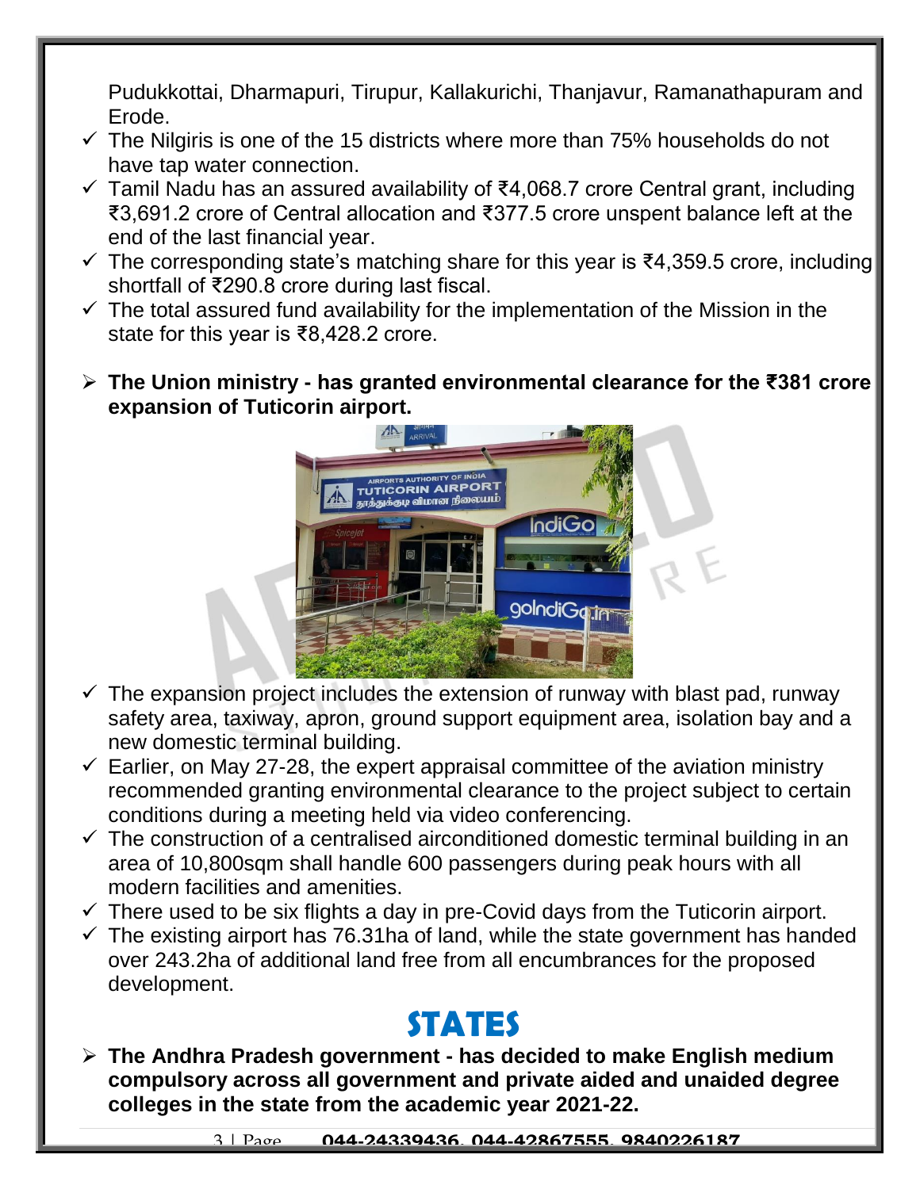Pudukkottai, Dharmapuri, Tirupur, Kallakurichi, Thanjavur, Ramanathapuram and Erode.

- ✓ The Nilgiris is one of the 15 districts where more than 75% households do not have tap water connection.
- ✓ Tamil Nadu has an assured availability of ₹4,068.7 crore Central grant, including ₹3,691.2 crore of Central allocation and ₹377.5 crore unspent balance left at the end of the last financial year.
- ✓ The corresponding state's matching share for this year is ₹4,359.5 crore, including shortfall of ₹290.8 crore during last fiscal.
- ✓ The total assured fund availability for the implementation of the Mission in the state for this year is ₹8,428.2 crore.

➢ **The Union ministry - has granted environmental clearance for the ₹381 crore expansion of Tuticorin airport.**

- ✓ The expansion project includes the extension of runway with blast pad, runway safety area, taxiway, apron, ground support equipment area, isolation bay and a new domestic terminal building.
- ✓ Earlier, on May 27-28, the expert appraisal committee of the aviation ministry recommended granting environmental clearance to the project subject to certain conditions during a meeting held via video conferencing.
- ✓ The construction of a centralised airconditioned domestic terminal building in an area of 10,800sqm shall handle 600 passengers during peak hours with all modern facilities and amenities.
- ✓ There used to be six flights a day in pre-Covid days from the Tuticorin airport.
- ✓ The existing airport has 76.31ha of land, while the state government has handed over 243.2ha of additional land free from all encumbrances for the proposed development.

# STATES

➢ **The Andhra Pradesh government - has decided to make English medium compulsory across all government and private aided and unaided degree colleges in the state from the academic year 2021-22.**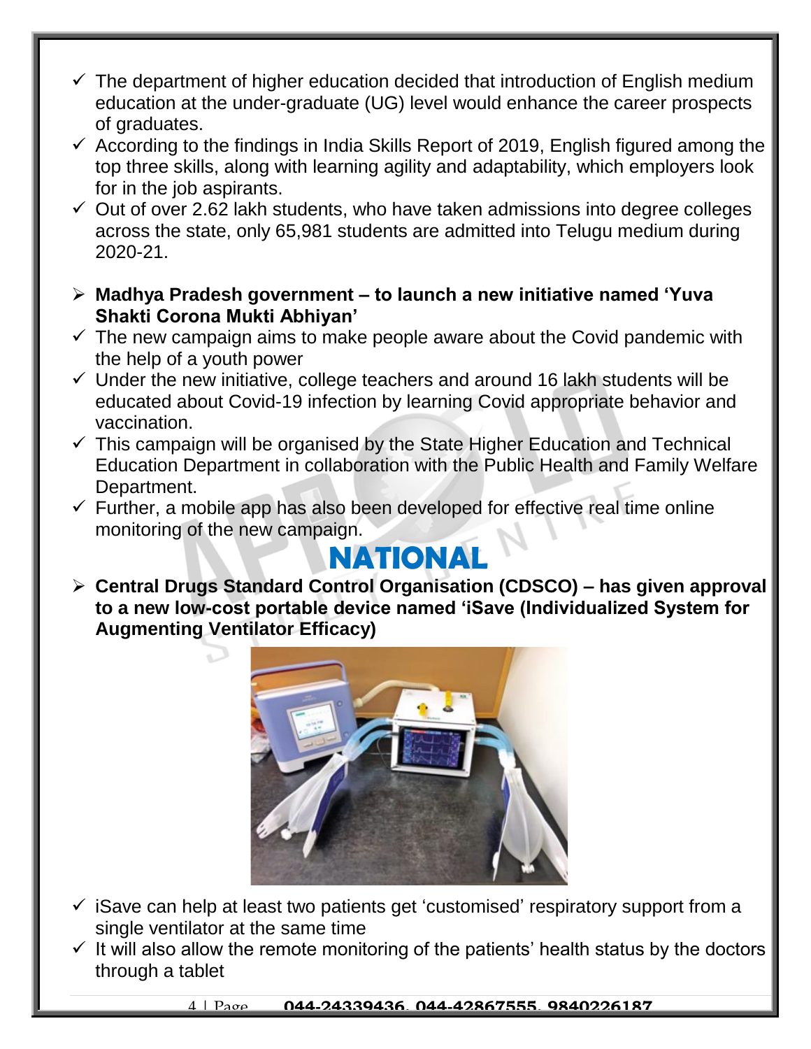- ✓ The department of higher education decided that introduction of English medium education at the under-graduate (UG) level would enhance the career prospects of graduates.
- ✓ According to the findings in India Skills Report of 2019, English figured among the top three skills, along with learning agility and adaptability, which employers look for in the job aspirants.
- ✓ Out of over 2.62 lakh students, who have taken admissions into degree colleges across the state, only 65,981 students are admitted into Telugu medium during 2020-21.

- **Madhya Pradesh government – to launch a new initiative named 'Yuva Shakti Corona Mukti Abhiyan'**
- ✓ The new campaign aims to make people aware about the Covid pandemic with the help of a youth power
- ✓ Under the new initiative, college teachers and around 16 lakh students will be educated about Covid-19 infection by learning Covid appropriate behavior and vaccination.
- ✓ This campaign will be organised by the State Higher Education and Technical Education Department in collaboration with the Public Health and Family Welfare Department.
- ✓ Further, a mobile app has also been developed for effective real time online monitoring of the new campaign.

# NATIONAL

- **Central Drugs Standard Control Organisation (CDSCO) – has given approval to a new low-cost portable device named 'iSave (Individualized System for Augmenting Ventilator Efficacy)**

- ✓ iSave can help at least two patients get 'customised' respiratory support from a single ventilator at the same time
- ✓ It will also allow the remote monitoring of the patients' health status by the doctors through a tablet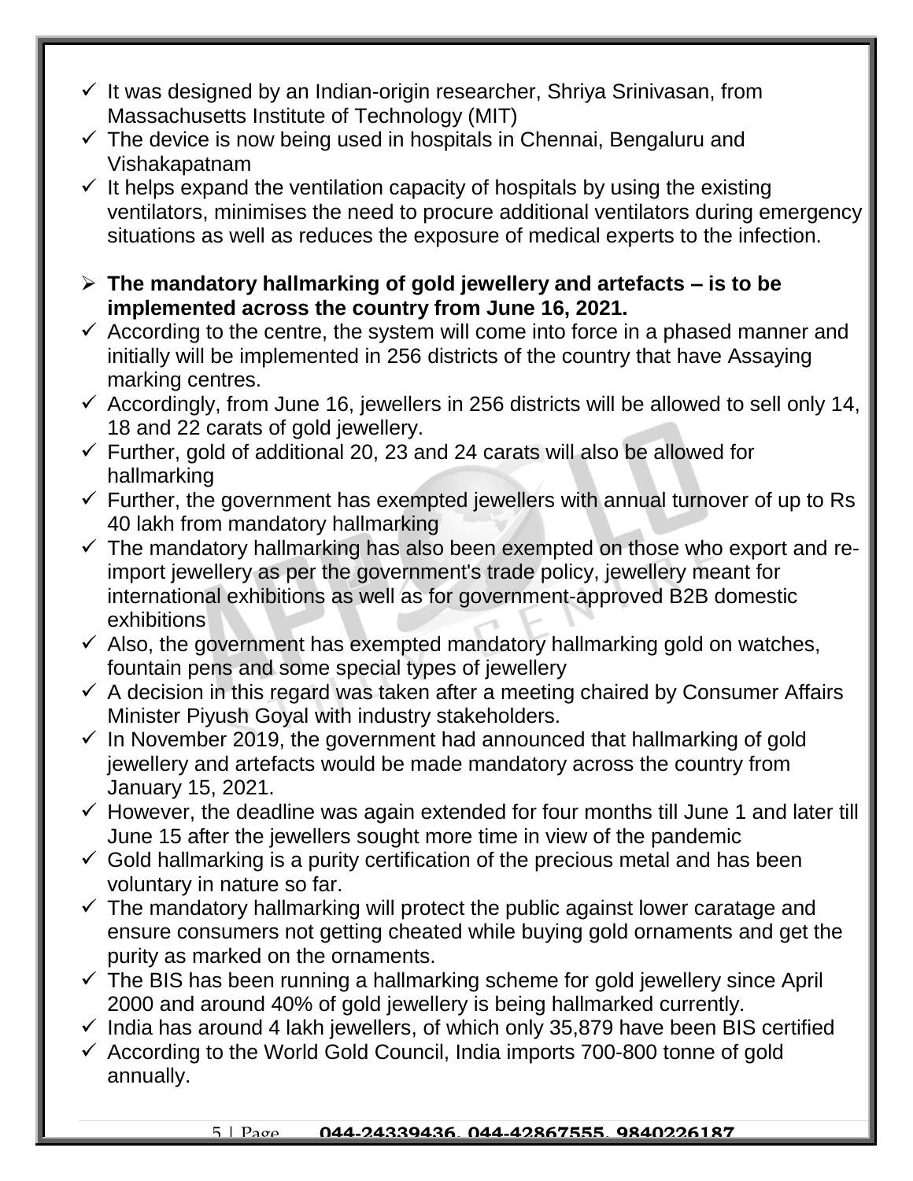- ✓ It was designed by an Indian-origin researcher, Shriya Srinivasan, from Massachusetts Institute of Technology (MIT)
- ✓ The device is now being used in hospitals in Chennai, Bengaluru and Vishakapatnam
- ✓ It helps expand the ventilation capacity of hospitals by using the existing ventilators, minimises the need to procure additional ventilators during emergency situations as well as reduces the exposure of medical experts to the infection.

- ➢ **The mandatory hallmarking of gold jewellery and artefacts – is to be implemented across the country from June 16, 2021.**
- ✓ According to the centre, the system will come into force in a phased manner and initially will be implemented in 256 districts of the country that have Assaying marking centres.
- ✓ Accordingly, from June 16, jewellers in 256 districts will be allowed to sell only 14, 18 and 22 carats of gold jewellery.
- ✓ Further, gold of additional 20, 23 and 24 carats will also be allowed for hallmarking
- ✓ Further, the government has exempted jewellers with annual turnover of up to Rs 40 lakh from mandatory hallmarking
- ✓ The mandatory hallmarking has also been exempted on those who export and re-import jewellery as per the government's trade policy, jewellery meant for international exhibitions as well as for government-approved B2B domestic exhibitions
- ✓ Also, the government has exempted mandatory hallmarking gold on watches, fountain pens and some special types of jewellery
- ✓ A decision in this regard was taken after a meeting chaired by Consumer Affairs Minister Piyush Goyal with industry stakeholders.
- ✓ In November 2019, the government had announced that hallmarking of gold jewellery and artefacts would be made mandatory across the country from January 15, 2021.
- ✓ However, the deadline was again extended for four months till June 1 and later till June 15 after the jewellers sought more time in view of the pandemic
- ✓ Gold hallmarking is a purity certification of the precious metal and has been voluntary in nature so far.
- ✓ The mandatory hallmarking will protect the public against lower caratage and ensure consumers not getting cheated while buying gold ornaments and get the purity as marked on the ornaments.
- ✓ The BIS has been running a hallmarking scheme for gold jewellery since April 2000 and around 40% of gold jewellery is being hallmarked currently.
- ✓ India has around 4 lakh jewellers, of which only 35,879 have been BIS certified
- ✓ According to the World Gold Council, India imports 700-800 tonne of gold annually.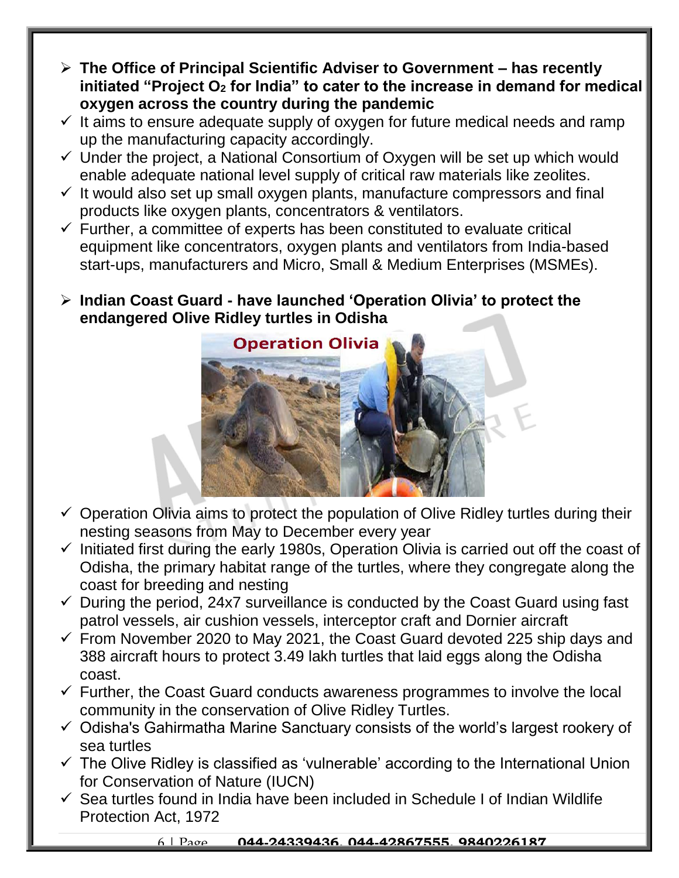- **The Office of Principal Scientific Adviser to Government – has recently initiated “Project $O_2$ for India” to cater to the increase in demand for medical oxygen across the country during the pandemic**
  - It aims to ensure adequate supply of oxygen for future medical needs and ramp up the manufacturing capacity accordingly.
  - Under the project, a National Consortium of Oxygen will be set up which would enable adequate national level supply of critical raw materials like zeolites.
  - It would also set up small oxygen plants, manufacture compressors and final products like oxygen plants, concentrators & ventilators.
  - Further, a committee of experts has been constituted to evaluate critical equipment like concentrators, oxygen plants and ventilators from India-based start-ups, manufacturers and Micro, Small & Medium Enterprises (MSMEs).

- **Indian Coast Guard - have launched ‘Operation Olivia’ to protect the endangered Olive Ridley turtles in Odisha**

  Operation Olivia

  - Operation Olivia aims to protect the population of Olive Ridley turtles during their nesting seasons from May to December every year
  - Initiated first during the early 1980s, Operation Olivia is carried out off the coast of Odisha, the primary habitat range of the turtles, where they congregate along the coast for breeding and nesting
  - During the period, 24x7 surveillance is conducted by the Coast Guard using fast patrol vessels, air cushion vessels, interceptor craft and Dornier aircraft
  - From November 2020 to May 2021, the Coast Guard devoted 225 ship days and 388 aircraft hours to protect 3.49 lakh turtles that laid eggs along the Odisha coast.
  - Further, the Coast Guard conducts awareness programmes to involve the local community in the conservation of Olive Ridley Turtles.
  - Odisha's Gahirmatha Marine Sanctuary consists of the world’s largest rookery of sea turtles
  - The Olive Ridley is classified as ‘vulnerable’ according to the International Union for Conservation of Nature (IUCN)
  - Sea turtles found in India have been included in Schedule I of Indian Wildlife Protection Act, 1972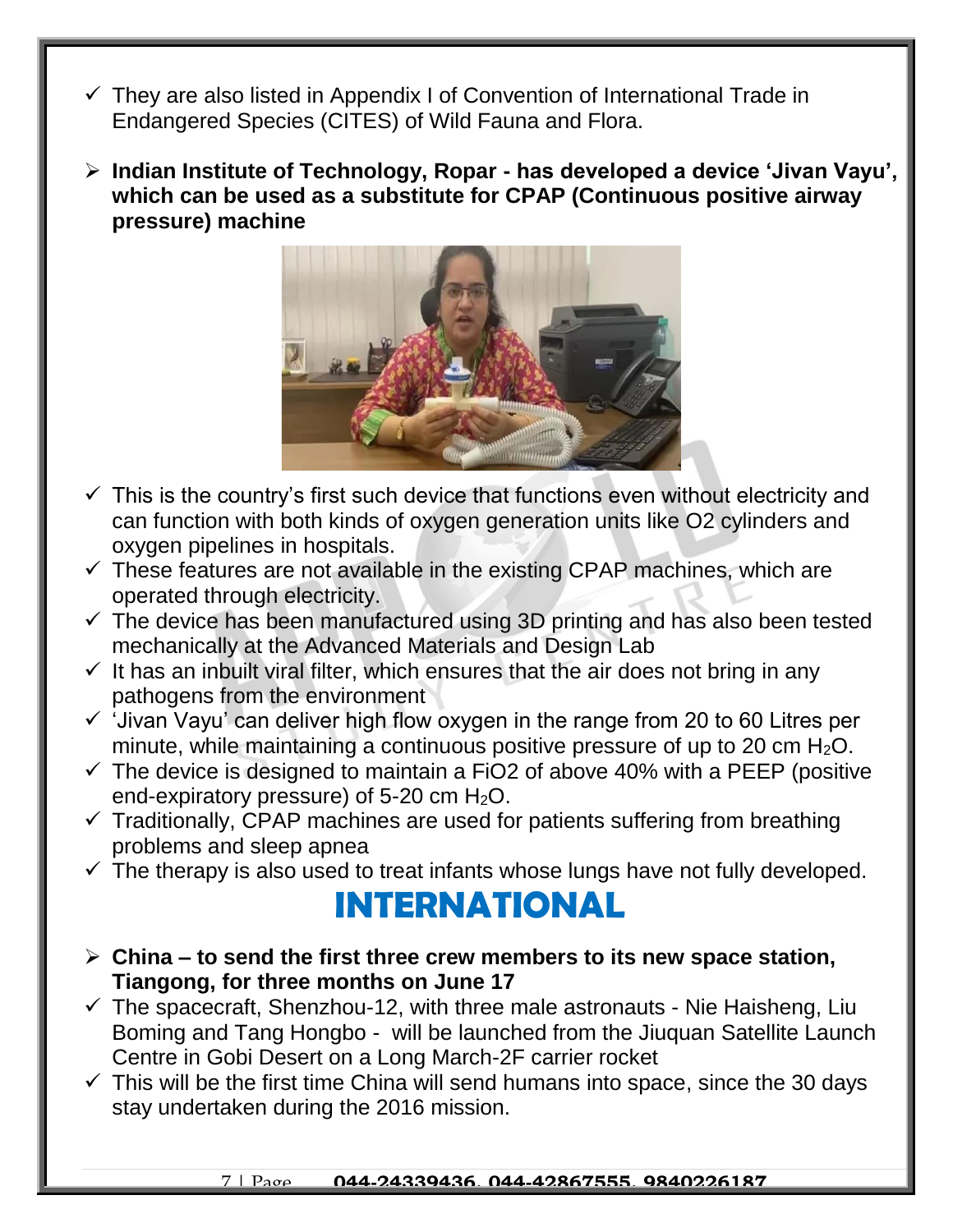- ✓ They are also listed in Appendix I of Convention of International Trade in Endangered Species (CITES) of Wild Fauna and Flora.

- **Indian Institute of Technology, Ropar - has developed a device 'Jivan Vayu', which can be used as a substitute for CPAP (Continuous positive airway pressure) machine**

- ✓ This is the country's first such device that functions even without electricity and can function with both kinds of oxygen generation units like O2 cylinders and oxygen pipelines in hospitals.
- ✓ These features are not available in the existing CPAP machines, which are operated through electricity.
- ✓ The device has been manufactured using 3D printing and has also been tested mechanically at the Advanced Materials and Design Lab
- ✓ It has an inbuilt viral filter, which ensures that the air does not bring in any pathogens from the environment
- ✓ 'Jivan Vayu' can deliver high flow oxygen in the range from 20 to 60 Litres per minute, while maintaining a continuous positive pressure of up to 20 cm $H_2O$.
- ✓ The device is designed to maintain a FiO2 of above 40% with a PEEP (positive end-expiratory pressure) of 5-20 cm $H_2O$.
- ✓ Traditionally, CPAP machines are used for patients suffering from breathing problems and sleep apnea
- ✓ The therapy is also used to treat infants whose lungs have not fully developed.

# INTERNATIONAL

- **China – to send the first three crew members to its new space station, Tiangong, for three months on June 17**
- ✓ The spacecraft, Shenzhou-12, with three male astronauts - Nie Haisheng, Liu Boming and Tang Hongbo - will be launched from the Jiuquan Satellite Launch Centre in Gobi Desert on a Long March-2F carrier rocket
- ✓ This will be the first time China will send humans into space, since the 30 days stay undertaken during the 2016 mission.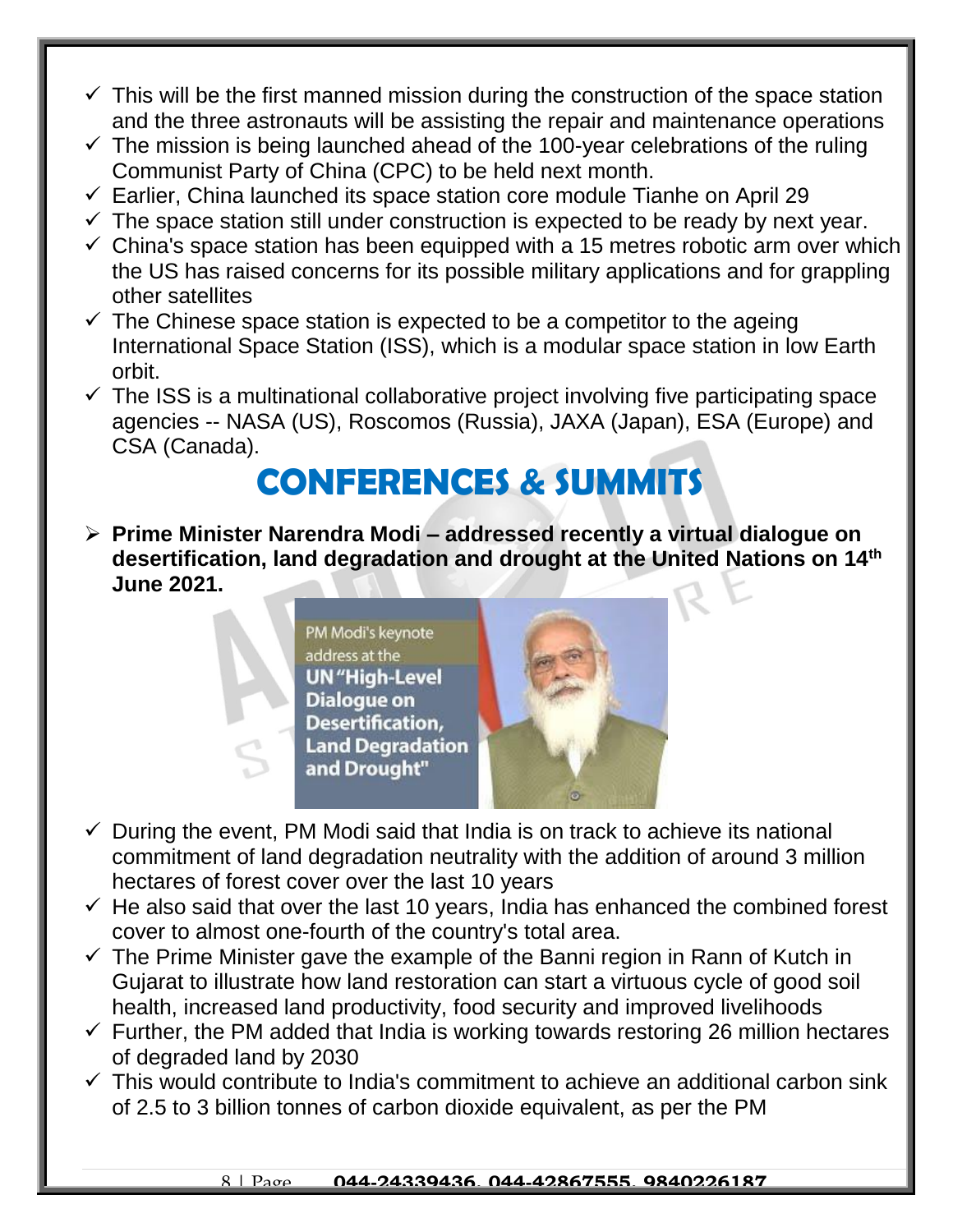- This will be the first manned mission during the construction of the space station and the three astronauts will be assisting the repair and maintenance operations
- The mission is being launched ahead of the 100-year celebrations of the ruling Communist Party of China (CPC) to be held next month.
- Earlier, China launched its space station core module Tianhe on April 29
- The space station still under construction is expected to be ready by next year.
- China's space station has been equipped with a 15 metres robotic arm over which the US has raised concerns for its possible military applications and for grappling other satellites
- The Chinese space station is expected to be a competitor to the ageing International Space Station (ISS), which is a modular space station in low Earth orbit.
- The ISS is a multinational collaborative project involving five participating space agencies -- NASA (US), Roscomos (Russia), JAXA (Japan), ESA (Europe) and CSA (Canada).

# CONFERENCES & SUMMITS

- **Prime Minister Narendra Modi – addressed recently a virtual dialogue on desertification, land degradation and drought at the United Nations on 14th June 2021.**

- During the event, PM Modi said that India is on track to achieve its national commitment of land degradation neutrality with the addition of around 3 million hectares of forest cover over the last 10 years
- He also said that over the last 10 years, India has enhanced the combined forest cover to almost one-fourth of the country's total area.
- The Prime Minister gave the example of the Banni region in Rann of Kutch in Gujarat to illustrate how land restoration can start a virtuous cycle of good soil health, increased land productivity, food security and improved livelihoods
- Further, the PM added that India is working towards restoring 26 million hectares of degraded land by 2030
- This would contribute to India's commitment to achieve an additional carbon sink of 2.5 to 3 billion tonnes of carbon dioxide equivalent, as per the PM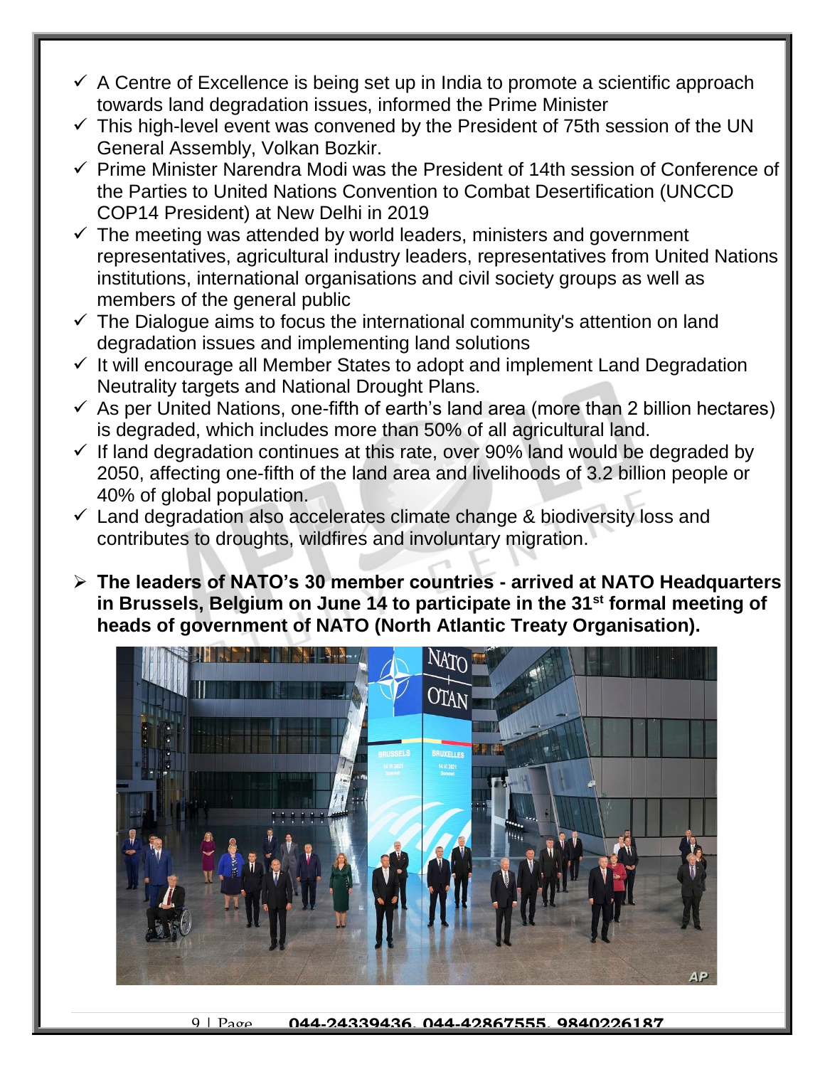- ✓ A Centre of Excellence is being set up in India to promote a scientific approach towards land degradation issues, informed the Prime Minister
- ✓ This high-level event was convened by the President of 75th session of the UN General Assembly, Volkan Bozkir.
- ✓ Prime Minister Narendra Modi was the President of 14th session of Conference of the Parties to United Nations Convention to Combat Desertification (UNCCD COP14 President) at New Delhi in 2019
- ✓ The meeting was attended by world leaders, ministers and government representatives, agricultural industry leaders, representatives from United Nations institutions, international organisations and civil society groups as well as members of the general public
- ✓ The Dialogue aims to focus the international community's attention on land degradation issues and implementing land solutions
- ✓ It will encourage all Member States to adopt and implement Land Degradation Neutrality targets and National Drought Plans.
- ✓ As per United Nations, one-fifth of earth's land area (more than 2 billion hectares) is degraded, which includes more than 50% of all agricultural land.
- ✓ If land degradation continues at this rate, over 90% land would be degraded by 2050, affecting one-fifth of the land area and livelihoods of 3.2 billion people or 40% of global population.
- ✓ Land degradation also accelerates climate change & biodiversity loss and contributes to droughts, wildfires and involuntary migration.

➢ **The leaders of NATO's 30 member countries - arrived at NATO Headquarters in Brussels, Belgium on June 14 to participate in the 31st formal meeting of heads of government of NATO (North Atlantic Treaty Organisation).**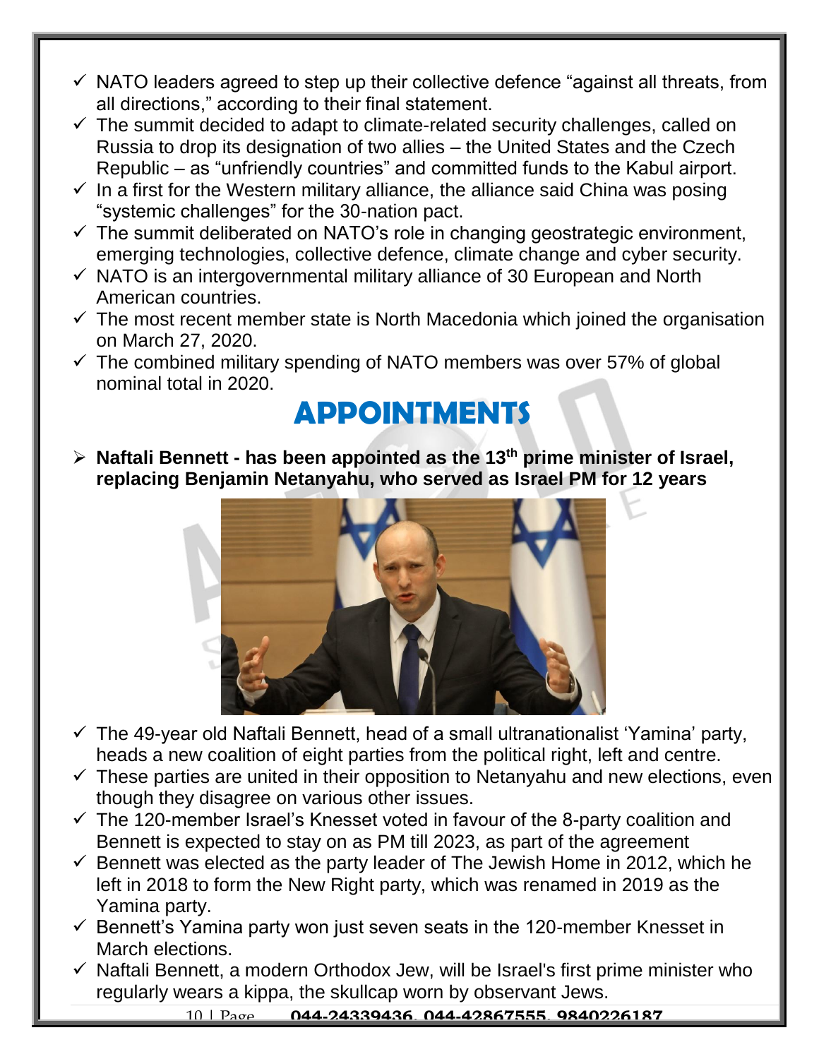- ✓ NATO leaders agreed to step up their collective defence "against all threats, from all directions," according to their final statement.
- ✓ The summit decided to adapt to climate-related security challenges, called on Russia to drop its designation of two allies – the United States and the Czech Republic – as "unfriendly countries" and committed funds to the Kabul airport.
- ✓ In a first for the Western military alliance, the alliance said China was posing "systemic challenges" for the 30-nation pact.
- ✓ The summit deliberated on NATO's role in changing geostrategic environment, emerging technologies, collective defence, climate change and cyber security.
- ✓ NATO is an intergovernmental military alliance of 30 European and North American countries.
- ✓ The most recent member state is North Macedonia which joined the organisation on March 27, 2020.
- ✓ The combined military spending of NATO members was over 57% of global nominal total in 2020.

# APPOINTMENTS

- **Naftali Bennett - has been appointed as the 13th prime minister of Israel, replacing Benjamin Netanyahu, who served as Israel PM for 12 years**

- ✓ The 49-year old Naftali Bennett, head of a small ultranationalist 'Yamina' party, heads a new coalition of eight parties from the political right, left and centre.
- ✓ These parties are united in their opposition to Netanyahu and new elections, even though they disagree on various other issues.
- ✓ The 120-member Israel's Knesset voted in favour of the 8-party coalition and Bennett is expected to stay on as PM till 2023, as part of the agreement
- ✓ Bennett was elected as the party leader of The Jewish Home in 2012, which he left in 2018 to form the New Right party, which was renamed in 2019 as the Yamina party.
- ✓ Bennett's Yamina party won just seven seats in the 120-member Knesset in March elections.
- ✓ Naftali Bennett, a modern Orthodox Jew, will be Israel's first prime minister who regularly wears a kippa, the skullcap worn by observant Jews.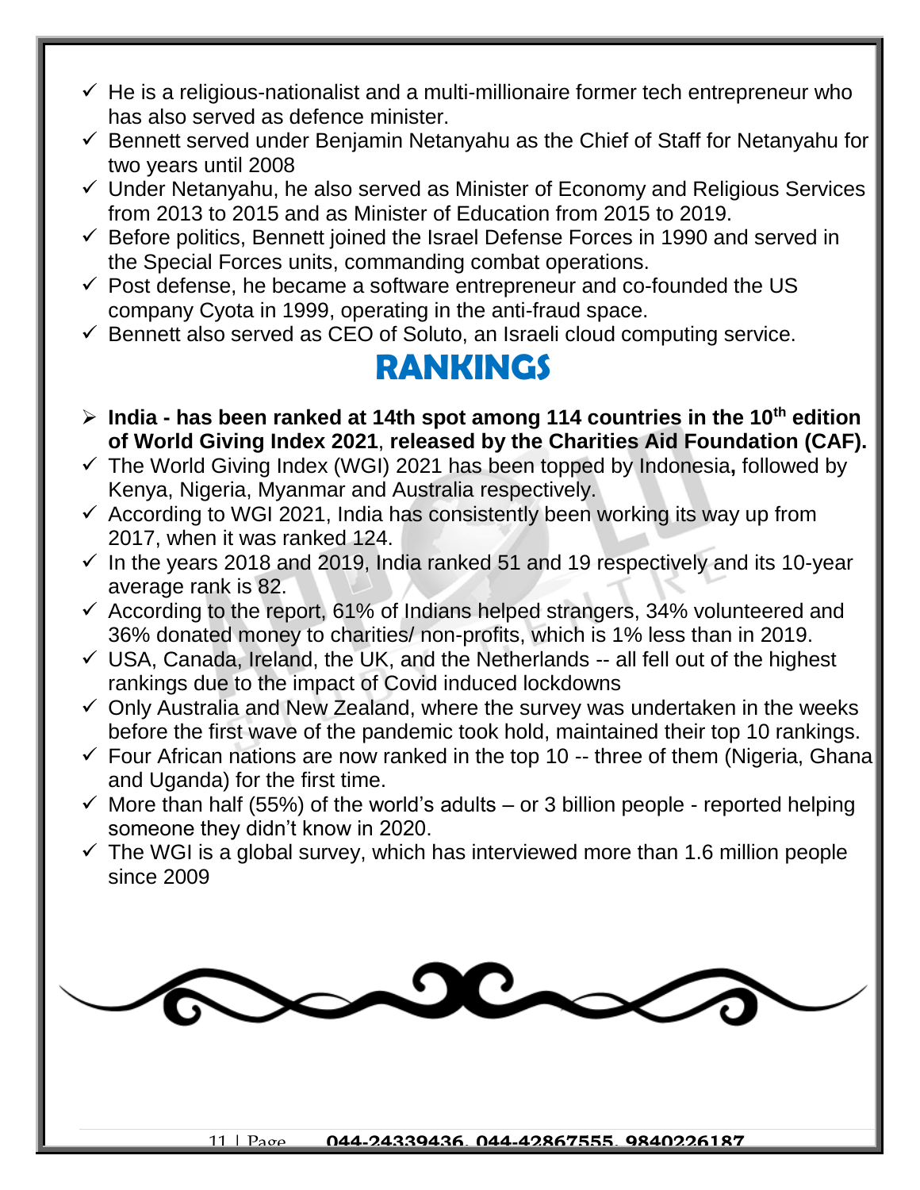- ✓ He is a religious-nationalist and a multi-millionaire former tech entrepreneur who has also served as defence minister.
- ✓ Bennett served under Benjamin Netanyahu as the Chief of Staff for Netanyahu for two years until 2008
- ✓ Under Netanyahu, he also served as Minister of Economy and Religious Services from 2013 to 2015 and as Minister of Education from 2015 to 2019.
- ✓ Before politics, Bennett joined the Israel Defense Forces in 1990 and served in the Special Forces units, commanding combat operations.
- ✓ Post defense, he became a software entrepreneur and co-founded the US company Cyota in 1999, operating in the anti-fraud space.
- ✓ Bennett also served as CEO of Soluto, an Israeli cloud computing service.

# RANKINGS

- ➢ **India - has been ranked at 14th spot among 114 countries in the 10th edition of World Giving Index 2021**, **released by the Charities Aid Foundation (CAF).**
- ✓ The World Giving Index (WGI) 2021 has been topped by Indonesia**,** followed by Kenya, Nigeria, Myanmar and Australia respectively.
- ✓ According to WGI 2021, India has consistently been working its way up from 2017, when it was ranked 124.
- ✓ In the years 2018 and 2019, India ranked 51 and 19 respectively and its 10-year average rank is 82.
- ✓ According to the report, 61% of Indians helped strangers, 34% volunteered and 36% donated money to charities/ non-profits, which is 1% less than in 2019.
- ✓ USA, Canada, Ireland, the UK, and the Netherlands -- all fell out of the highest rankings due to the impact of Covid induced lockdowns
- ✓ Only Australia and New Zealand, where the survey was undertaken in the weeks before the first wave of the pandemic took hold, maintained their top 10 rankings.
- ✓ Four African nations are now ranked in the top 10 -- three of them (Nigeria, Ghana and Uganda) for the first time.
- ✓ More than half (55%) of the world's adults – or 3 billion people - reported helping someone they didn't know in 2020.
- ✓ The WGI is a global survey, which has interviewed more than 1.6 million people since 2009